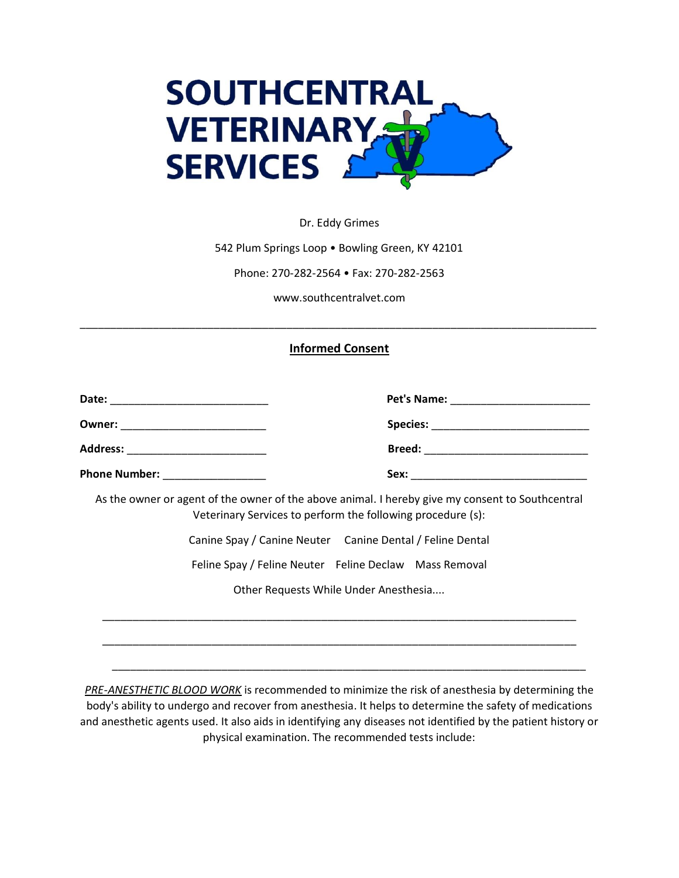SOUTHCENTRAL VETERINARY SERVICES

Dr. Eddy Grimes

542 Plum Springs Loop • Bowling Green, KY 42101

Phone: 270-282-2564 • Fax: 270-282-2563

www.southcentralvet.com

---

## Informed Consent

**Date:** ___________________________ **Pet's Name:** ________________________

**Owner:** _________________________ **Species:** ___________________________

**Address:** ________________________ **Breed:** ____________________________

**Phone Number:** _________________ **Sex:** ______________________________

As the owner or agent of the owner of the above animal. I hereby give my consent to Southcentral Veterinary Services to perform the following procedure (s):

Canine Spay / Canine Neuter  Canine Dental / Feline Dental

Feline Spay / Feline Neuter  Feline Declaw  Mass Removal

Other Requests While Under Anesthesia....

_________________________________________________________________________________

_________________________________________________________________________________

_________________________________________________________________________________

*PRE-ANESTHETIC BLOOD WORK* is recommended to minimize the risk of anesthesia by determining the body's ability to undergo and recover from anesthesia. It helps to determine the safety of medications and anesthetic agents used. It also aids in identifying any diseases not identified by the patient history or physical examination. The recommended tests include: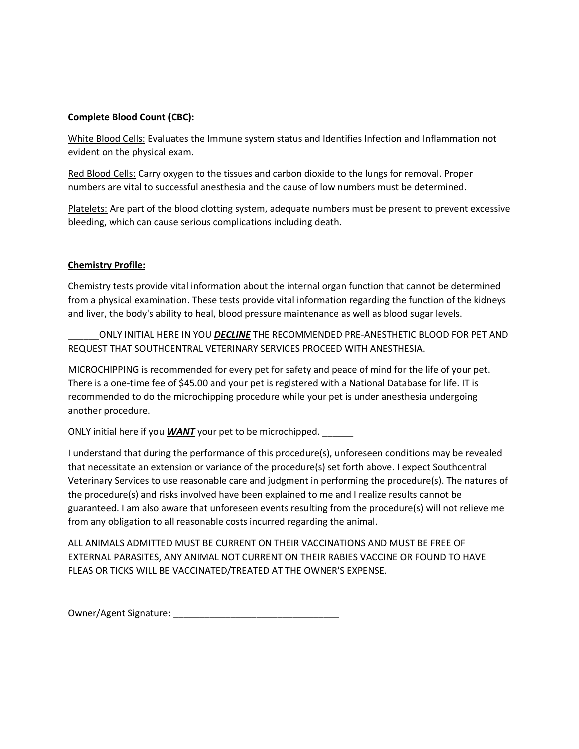**Complete Blood Count (CBC):**

White Blood Cells: Evaluates the Immune system status and Identifies Infection and Inflammation not evident on the physical exam.

Red Blood Cells: Carry oxygen to the tissues and carbon dioxide to the lungs for removal. Proper numbers are vital to successful anesthesia and the cause of low numbers must be determined.

Platelets: Are part of the blood clotting system, adequate numbers must be present to prevent excessive bleeding, which can cause serious complications including death.

**Chemistry Profile:**

Chemistry tests provide vital information about the internal organ function that cannot be determined from a physical examination. These tests provide vital information regarding the function of the kidneys and liver, the body's ability to heal, blood pressure maintenance as well as blood sugar levels.

______ONLY INITIAL HERE IN YOU ***DECLINE*** THE RECOMMENDED PRE-ANESTHETIC BLOOD FOR PET AND REQUEST THAT SOUTHCENTRAL VETERINARY SERVICES PROCEED WITH ANESTHESIA.

MICROCHIPPING is recommended for every pet for safety and peace of mind for the life of your pet. There is a one-time fee of $45.00 and your pet is registered with a National Database for life. IT is recommended to do the microchipping procedure while your pet is under anesthesia undergoing another procedure.

ONLY initial here if you ***WANT*** your pet to be microchipped. ______

I understand that during the performance of this procedure(s), unforeseen conditions may be revealed that necessitate an extension or variance of the procedure(s) set forth above. I expect Southcentral Veterinary Services to use reasonable care and judgment in performing the procedure(s). The natures of the procedure(s) and risks involved have been explained to me and I realize results cannot be guaranteed. I am also aware that unforeseen events resulting from the procedure(s) will not relieve me from any obligation to all reasonable costs incurred regarding the animal.

ALL ANIMALS ADMITTED MUST BE CURRENT ON THEIR VACCINATIONS AND MUST BE FREE OF EXTERNAL PARASITES, ANY ANIMAL NOT CURRENT ON THEIR RABIES VACCINE OR FOUND TO HAVE FLEAS OR TICKS WILL BE VACCINATED/TREATED AT THE OWNER'S EXPENSE.

Owner/Agent Signature: ________________________________